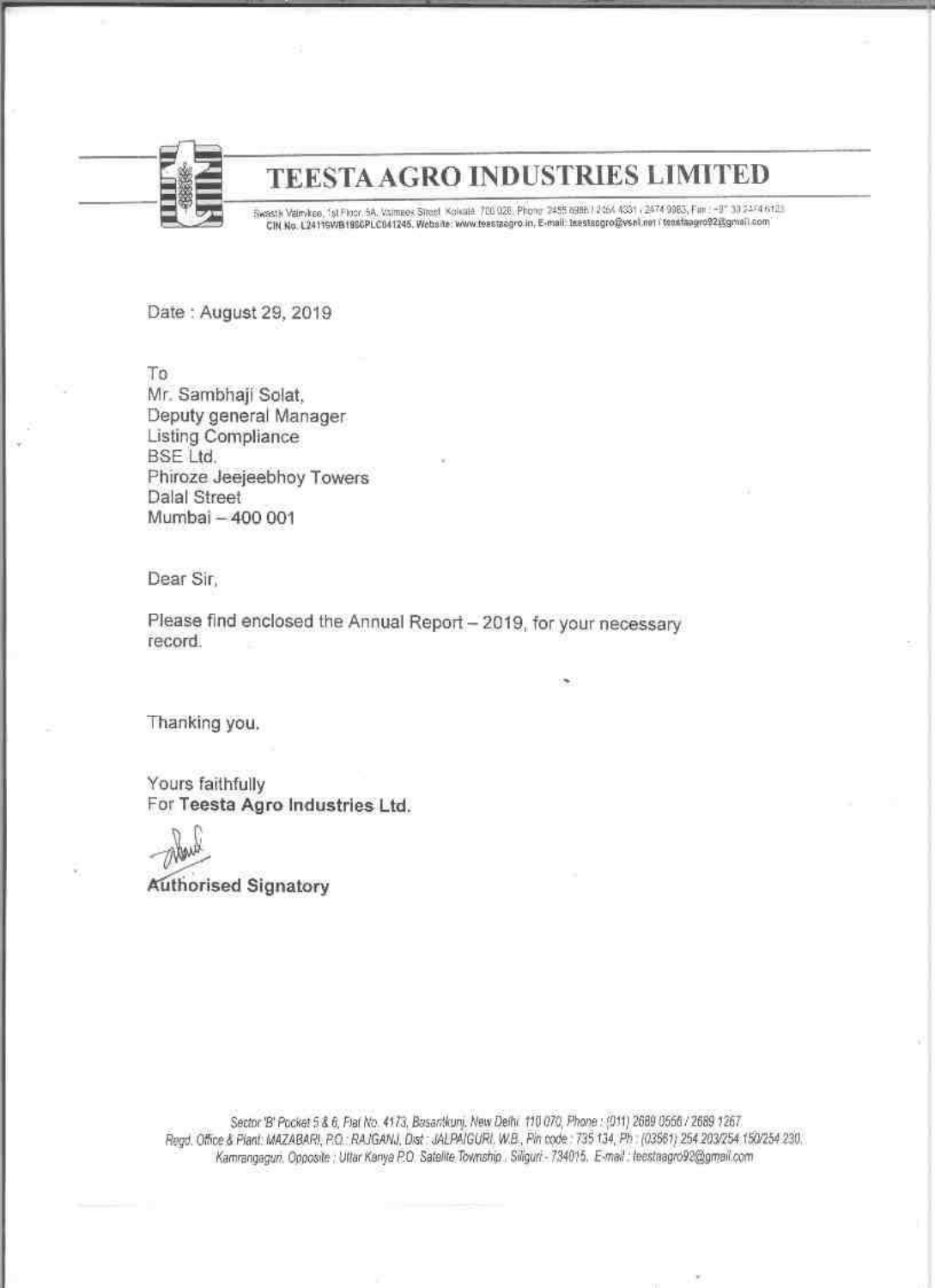# TEESTA AGRO INDUSTRIES LIMITED

Swastik Vatnikee, 1st Floor, 5A, Valmeek Street, Kolkata 700 026, Phone 2455 6986 / 2464 4331 / 2474 9983, Fax : +91 33 2474 6123
CIN No. L24116WB1986PLC041245, Website: www.teestaagro.in, E-mail: teestaagro@vsnl.net / teestaagro92@gmail.com

Date : August 29, 2019

To
Mr. Sambhaji Solat,
Deputy general Manager
Listing Compliance
BSE Ltd.
Phiroze Jeejeebhoy Towers
Dalal Street
Mumbai – 400 001

Dear Sir,

Please find enclosed the Annual Report – 2019, for your necessary record.

Thanking you.

Yours faithfully
For **Teesta Agro Industries Ltd.**

**Authorised Signatory**

Sector 'B' Pocket 5 & 6, Flat No. 4173, Basantkunj, New Delhi 110 070, Phone : (011) 2689 0556 / 2689 1267
Regd. Office & Plant: MAZABARI, P.O. : RAJGANJ, Dist : JALPAIGURI, W.B., Pin code : 735 134, Ph : (03561) 254 203/254 150/254 230.
Kamrangaguri, Opposite : Uttar Kanya P.O. Satellite Township, Siliguri - 734015. E-mail : teestaagro92@gmail.com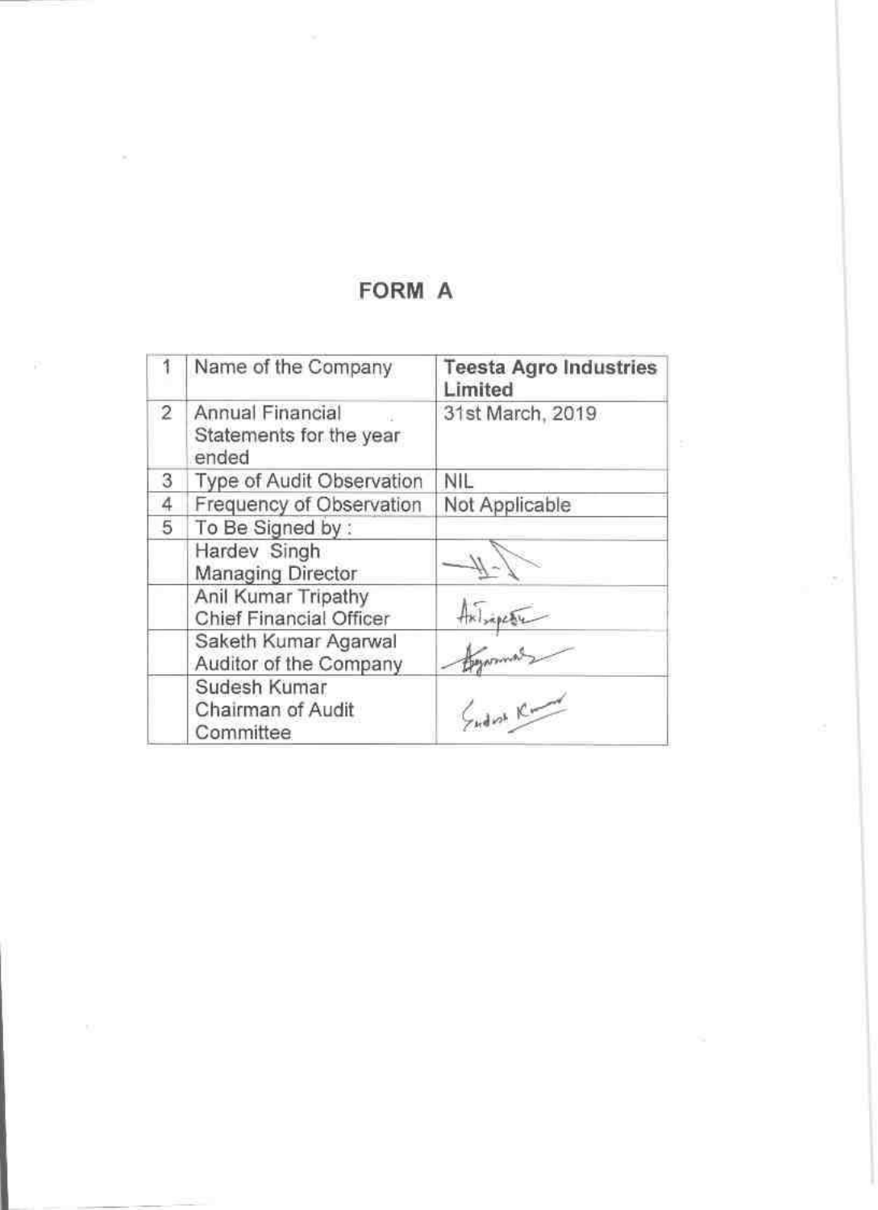# FORM A

| 1 | Name of the Company | **Teesta Agro Industries Limited** |
|---|---|---|
| 2 | Annual Financial Statements for the year ended | 31st March, 2019 |
| 3 | Type of Audit Observation | NIL |
| 4 | Frequency of Observation | Not Applicable |
| 5 | To Be Signed by : | |
| | Hardev Singh<br>Managing Director | |
| | Anil Kumar Tripathy<br>Chief Financial Officer | |
| | Saketh Kumar Agarwal<br>Auditor of the Company | |
| | Sudesh Kumar<br>Chairman of Audit Committee | |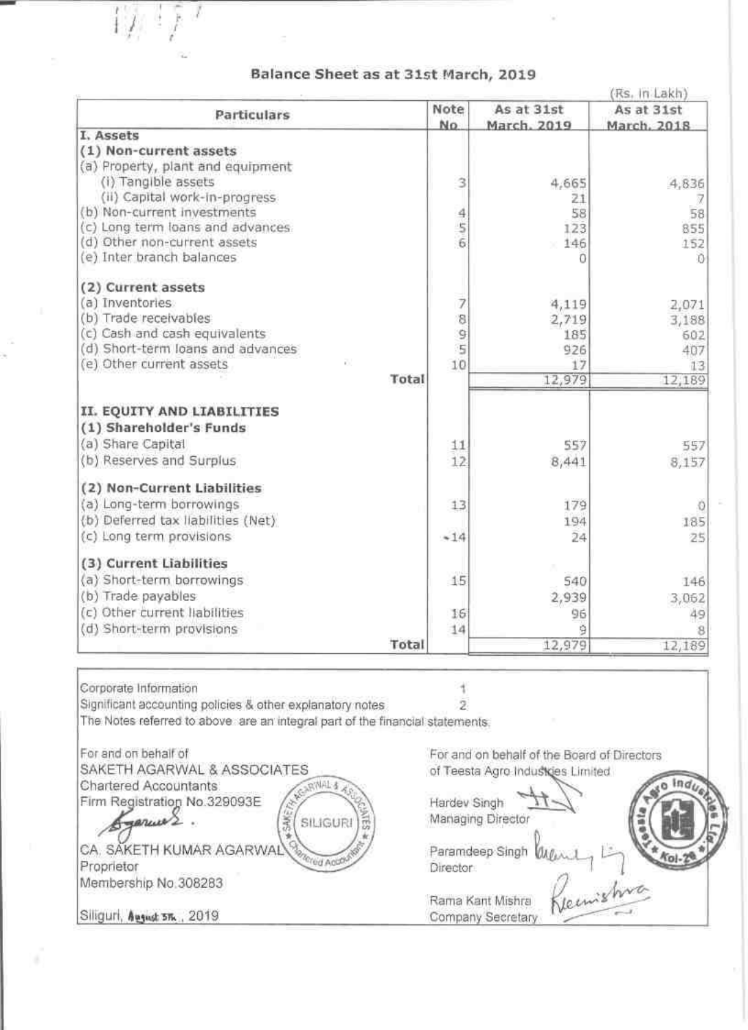## Balance Sheet as at 31st March, 2019

(Rs. in Lakh)

| Particulars | Note No | As at 31st March, 2019 | As at 31st March, 2018 |
|---|---|---|---|
| **I. Assets** | | | |
| **(1) Non-current assets** | | | |
| (a) Property, plant and equipment | | | |
| (i) Tangible assets | 3 | 4,665 | 4,836 |
| (ii) Capital work-in-progress | | 21 | 7 |
| (b) Non-current investments | 4 | 58 | 58 |
| (c) Long term loans and advances | 5 | 123 | 855 |
| (d) Other non-current assets | 6 | 146 | 152 |
| (e) Inter branch balances | | 0 | 0 |
| **(2) Current assets** | | | |
| (a) Inventories | 7 | 4,119 | 2,071 |
| (b) Trade receivables | 8 | 2,719 | 3,188 |
| (c) Cash and cash equivalents | 9 | 185 | 602 |
| (d) Short-term loans and advances | 5 | 926 | 407 |
| (e) Other current assets | 10 | 17 | 13 |
| **Total** | | 12,979 | 12,189 |
| **II. EQUITY AND LIABILITIES** | | | |
| **(1) Shareholder's Funds** | | | |
| (a) Share Capital | 11 | 557 | 557 |
| (b) Reserves and Surplus | 12 | 8,441 | 8,157 |
| **(2) Non-Current Liabilities** | | | |
| (a) Long-term borrowings | 13 | 179 | 0 |
| (b) Deferred tax liabilities (Net) | | 194 | 185 |
| (c) Long term provisions | 14 | 24 | 25 |
| **(3) Current Liabilities** | | | |
| (a) Short-term borrowings | 15 | 540 | 146 |
| (b) Trade payables | | 2,939 | 3,062 |
| (c) Other current liabilities | 16 | 96 | 49 |
| (d) Short-term provisions | 14 | 9 | 8 |
| **Total** | | 12,979 | 12,189 |

| | |
|---|---|
| Corporate Information | 1 |
| Significant accounting policies & other explanatory notes | 2 |

The Notes referred to above are an integral part of the financial statements.

For and on behalf of
SAKETH AGARWAL & ASSOCIATES
Chartered Accountants
Firm Registration No.329093E

CA. SAKETH KUMAR AGARWAL
Proprietor
Membership No.308283

Siliguri, August 5th, 2019

For and on behalf of the Board of Directors
of Teesta Agro Industries Limited

Hardev Singh
Managing Director

Paramdeep Singh
Director

Rama Kant Mishra
Company Secretary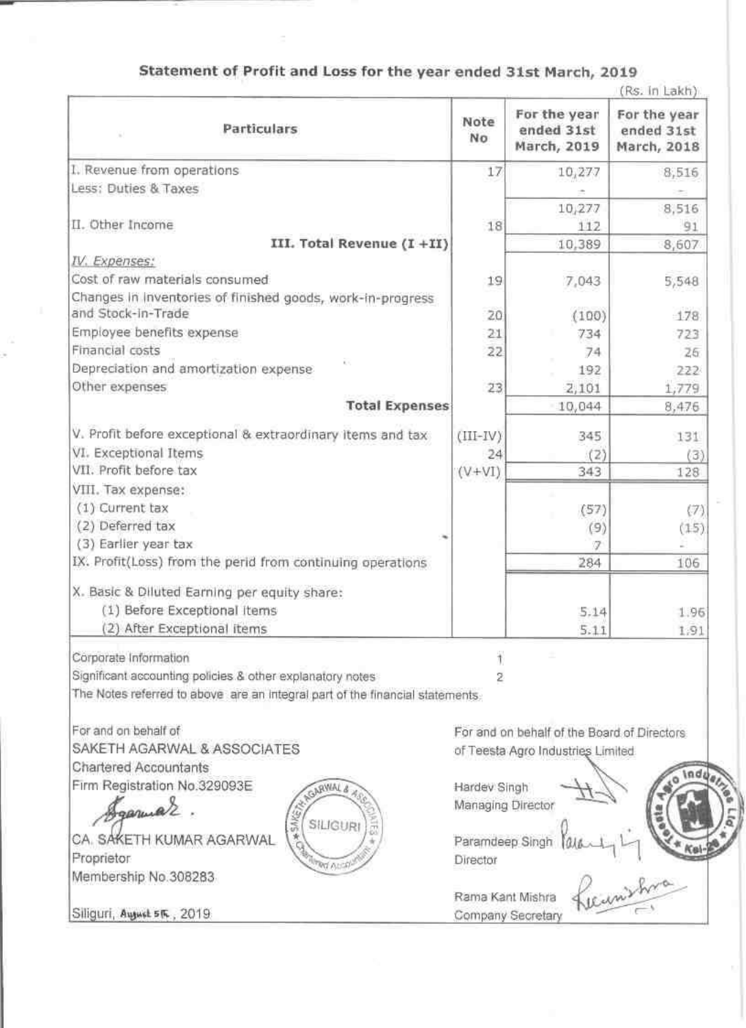## Statement of Profit and Loss for the year ended 31st March, 2019

(Rs. in Lakh)

| Particulars | Note No | For the year ended 31st March, 2019 | For the year ended 31st March, 2018 |
|---|---|---|---|
| I. Revenue from operations | 17 | 10,277 | 8,516 |
| Less: Duties & Taxes | | - | - |
| | | 10,277 | 8,516 |
| II. Other Income | 18 | 112 | 91 |
| **III. Total Revenue (I +II)** | | 10,389 | 8,607 |
| *IV. Expenses:* | | | |
| Cost of raw materials consumed | 19 | 7,043 | 5,548 |
| Changes in inventories of finished goods, work-in-progress and Stock-in-Trade | 20 | (100) | 178 |
| Employee benefits expense | 21 | 734 | 723 |
| Financial costs | 22 | 74 | 26 |
| Depreciation and amortization expense | | 192 | 222 |
| Other expenses | 23 | 2,101 | 1,779 |
| **Total Expenses** | | 10,044 | 8,476 |
| V. Profit before exceptional & extraordinary items and tax | (III-IV) | 345 | 131 |
| VI. Exceptional Items | 24 | (2) | (3) |
| VII. Profit before tax | (V+VI) | 343 | 128 |
| VIII. Tax expense: | | | |
| (1) Current tax | | (57) | (7) |
| (2) Deferred tax | | (9) | (15) |
| (3) Earlier year tax | | 7 | - |
| IX. Profit(Loss) from the perid from continuing operations | | 284 | 106 |
| X. Basic & Diluted Earning per equity share: | | | |
| (1) Before Exceptional items | | 5.14 | 1.96 |
| (2) After Exceptional items | | 5.11 | 1.91 |

Corporate Information — 1

Significant accounting policies & other explanatory notes — 2

The Notes referred to above are an integral part of the financial statements.

For and on behalf of
SAKETH AGARWAL & ASSOCIATES
Chartered Accountants
Firm Registration No.329093E

CA. SAKETH KUMAR AGARWAL
Proprietor
Membership No.308283

Siliguri, August 5th, 2019

For and on behalf of the Board of Directors
of Teesta Agro Industries Limited

Hardev Singh
Managing Director

Paramdeep Singh
Director

Rama Kant Mishra
Company Secretary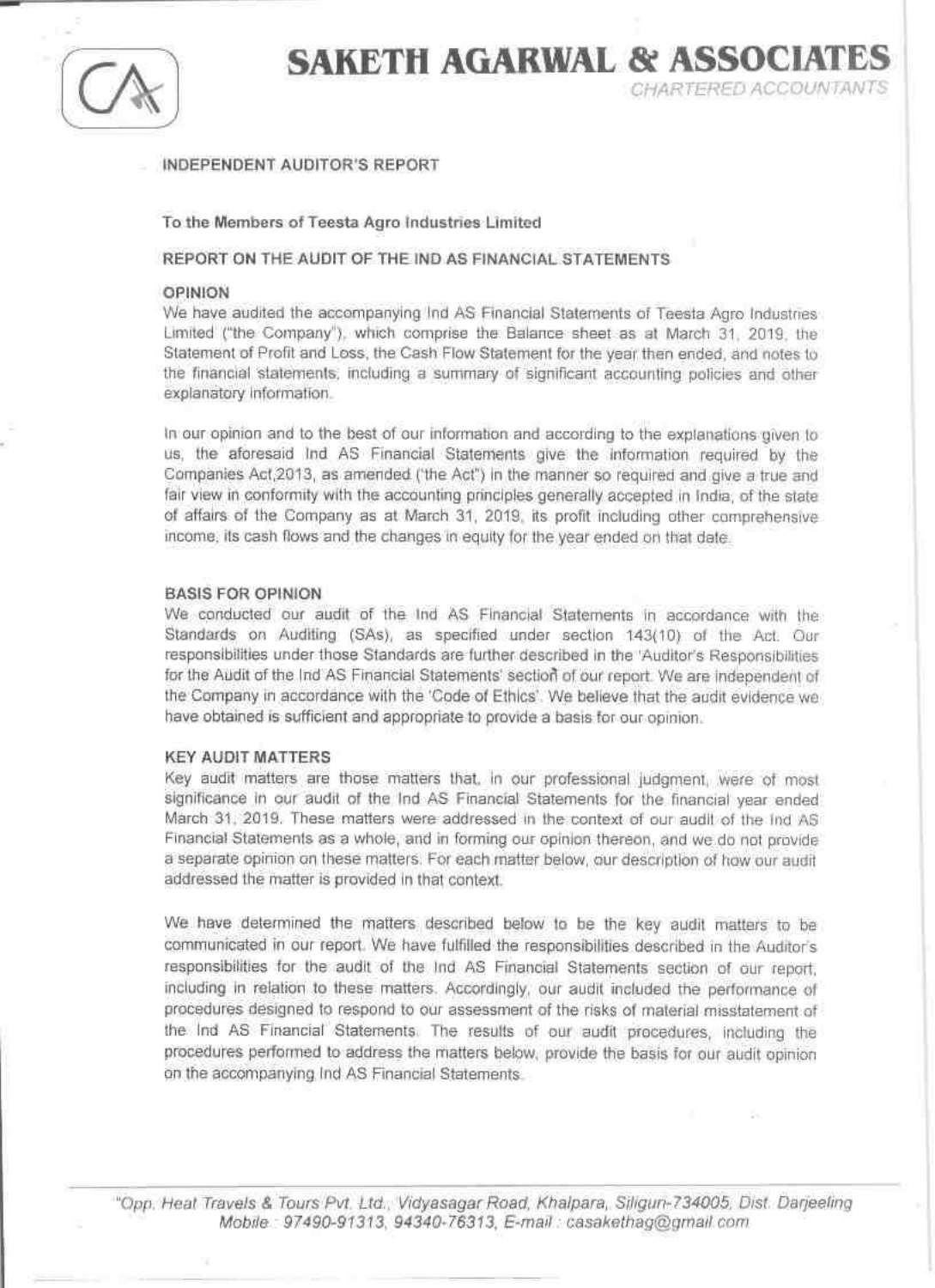# SAKETH AGARWAL & ASSOCIATES

CHARTERED ACCOUNTANTS

## INDEPENDENT AUDITOR'S REPORT

**To the Members of Teesta Agro Industries Limited**

### REPORT ON THE AUDIT OF THE IND AS FINANCIAL STATEMENTS

#### OPINION

We have audited the accompanying Ind AS Financial Statements of Teesta Agro Industries Limited ("the Company"), which comprise the Balance sheet as at March 31, 2019, the Statement of Profit and Loss, the Cash Flow Statement for the year then ended, and notes to the financial statements, including a summary of significant accounting policies and other explanatory information.

In our opinion and to the best of our information and according to the explanations given to us, the aforesaid Ind AS Financial Statements give the information required by the Companies Act,2013, as amended ("the Act") in the manner so required and give a true and fair view in conformity with the accounting principles generally accepted in India, of the state of affairs of the Company as at March 31, 2019, its profit including other comprehensive income, its cash flows and the changes in equity for the year ended on that date.

#### BASIS FOR OPINION

We conducted our audit of the Ind AS Financial Statements in accordance with the Standards on Auditing (SAs), as specified under section 143(10) of the Act. Our responsibilities under those Standards are further described in the 'Auditor's Responsibilities for the Audit of the Ind AS Financial Statements' section of our report. We are independent of the Company in accordance with the 'Code of Ethics'. We believe that the audit evidence we have obtained is sufficient and appropriate to provide a basis for our opinion.

#### KEY AUDIT MATTERS

Key audit matters are those matters that, in our professional judgment, were of most significance in our audit of the Ind AS Financial Statements for the financial year ended March 31, 2019. These matters were addressed in the context of our audit of the Ind AS Financial Statements as a whole, and in forming our opinion thereon, and we do not provide a separate opinion on these matters. For each matter below, our description of how our audit addressed the matter is provided in that context.

We have determined the matters described below to be the key audit matters to be communicated in our report. We have fulfilled the responsibilities described in the Auditor's responsibilities for the audit of the Ind AS Financial Statements section of our report, including in relation to these matters. Accordingly, our audit included the performance of procedures designed to respond to our assessment of the risks of material misstatement of the Ind AS Financial Statements. The results of our audit procedures, including the procedures performed to address the matters below, provide the basis for our audit opinion on the accompanying Ind AS Financial Statements.

"Opp. Heat Travels & Tours Pvt. Ltd., Vidyasagar Road, Khalpara, Siliguri-734005, Dist. Darjeeling
Mobile : 97490-91313, 94340-76313, E-mail : casakethag@gmail.com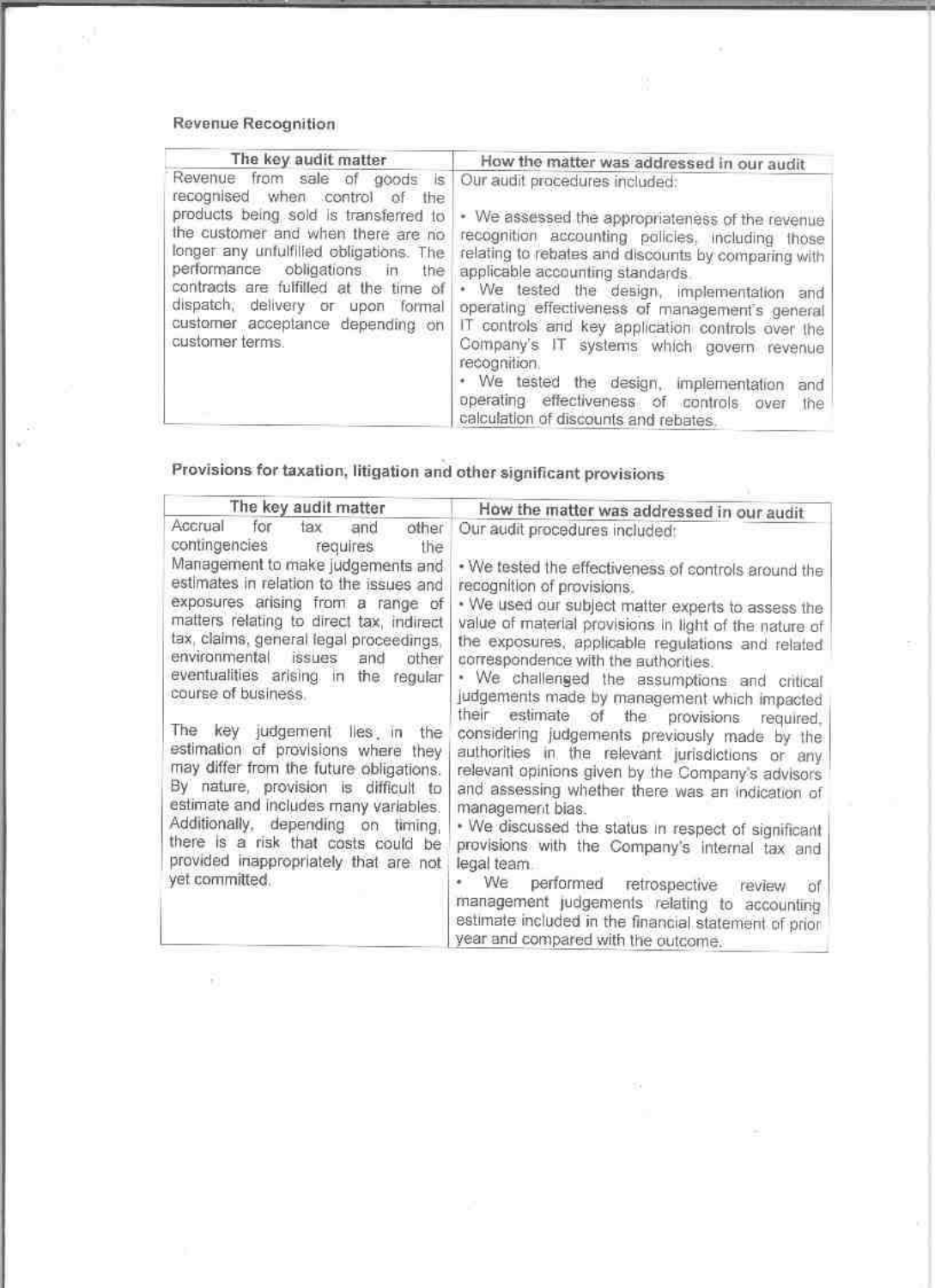### Revenue Recognition

| The key audit matter | How the matter was addressed in our audit |
| --- | --- |
| Revenue from sale of goods is recognised when control of the products being sold is transferred to the customer and when there are no longer any unfulfilled obligations. The performance obligations in the contracts are fulfilled at the time of dispatch, delivery or upon formal customer acceptance depending on customer terms. | Our audit procedures included:<br><br>• We assessed the appropriateness of the revenue recognition accounting policies, including those relating to rebates and discounts by comparing with applicable accounting standards.<br>• We tested the design, implementation and operating effectiveness of management's general IT controls and key application controls over the Company's IT systems which govern revenue recognition.<br>• We tested the design, implementation and operating effectiveness of controls over the calculation of discounts and rebates. |

### Provisions for taxation, litigation and other significant provisions

| The key audit matter | How the matter was addressed in our audit |
| --- | --- |
| Accrual for tax and other contingencies requires the Management to make judgements and estimates in relation to the issues and exposures arising from a range of matters relating to direct tax, indirect tax, claims, general legal proceedings, environmental issues and other eventualities arising in the regular course of business.<br><br>The key judgement lies, in the estimation of provisions where they may differ from the future obligations. By nature, provision is difficult to estimate and includes many variables. Additionally, depending on timing, there is a risk that costs could be provided inappropriately that are not yet committed. | Our audit procedures included:<br><br>• We tested the effectiveness of controls around the recognition of provisions.<br>• We used our subject matter experts to assess the value of material provisions in light of the nature of the exposures, applicable regulations and related correspondence with the authorities.<br>• We challenged the assumptions and critical judgements made by management which impacted their estimate of the provisions required, considering judgements previously made by the authorities in the relevant jurisdictions or any relevant opinions given by the Company's advisors and assessing whether there was an indication of management bias.<br>• We discussed the status in respect of significant provisions with the Company's internal tax and legal team.<br>• We performed retrospective review of management judgements relating to accounting estimate included in the financial statement of prior year and compared with the outcome. |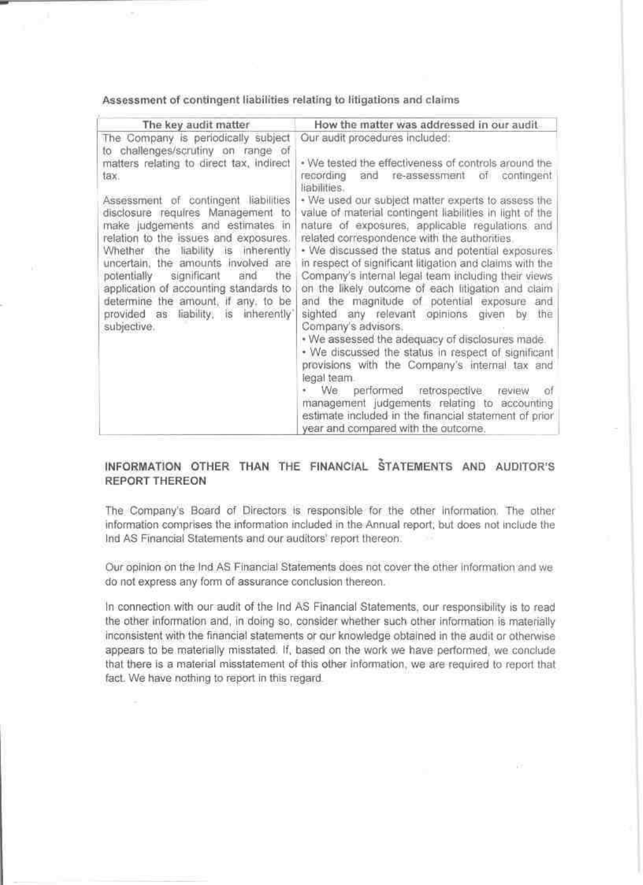**Assessment of contingent liabilities relating to litigations and claims**

| The key audit matter | How the matter was addressed in our audit |
|---|---|
| The Company is periodically subject to challenges/scrutiny on range of matters relating to direct tax, indirect tax.<br><br>Assessment of contingent liabilities disclosure requires Management to make judgements and estimates in relation to the issues and exposures. Whether the liability is inherently uncertain, the amounts involved are potentially significant and the application of accounting standards to determine the amount, if any, to be provided as liability, is inherently subjective. | Our audit procedures included:<br><br>• We tested the effectiveness of controls around the recording and re-assessment of contingent liabilities.<br>• We used our subject matter experts to assess the value of material contingent liabilities in light of the nature of exposures, applicable regulations and related correspondence with the authorities.<br>• We discussed the status and potential exposures in respect of significant litigation and claims with the Company's internal legal team including their views on the likely outcome of each litigation and claim and the magnitude of potential exposure and sighted any relevant opinions given by the Company's advisors.<br>• We assessed the adequacy of disclosures made.<br>• We discussed the status in respect of significant provisions with the Company's internal tax and legal team.<br>• We performed retrospective review of management judgements relating to accounting estimate included in the financial statement of prior year and compared with the outcome. |

## INFORMATION OTHER THAN THE FINANCIAL STATEMENTS AND AUDITOR'S REPORT THEREON

The Company's Board of Directors is responsible for the other information. The other information comprises the information included in the Annual report, but does not include the Ind AS Financial Statements and our auditors' report thereon.

Our opinion on the Ind AS Financial Statements does not cover the other information and we do not express any form of assurance conclusion thereon.

In connection with our audit of the Ind AS Financial Statements, our responsibility is to read the other information and, in doing so, consider whether such other information is materially inconsistent with the financial statements or our knowledge obtained in the audit or otherwise appears to be materially misstated. If, based on the work we have performed, we conclude that there is a material misstatement of this other information, we are required to report that fact. We have nothing to report in this regard.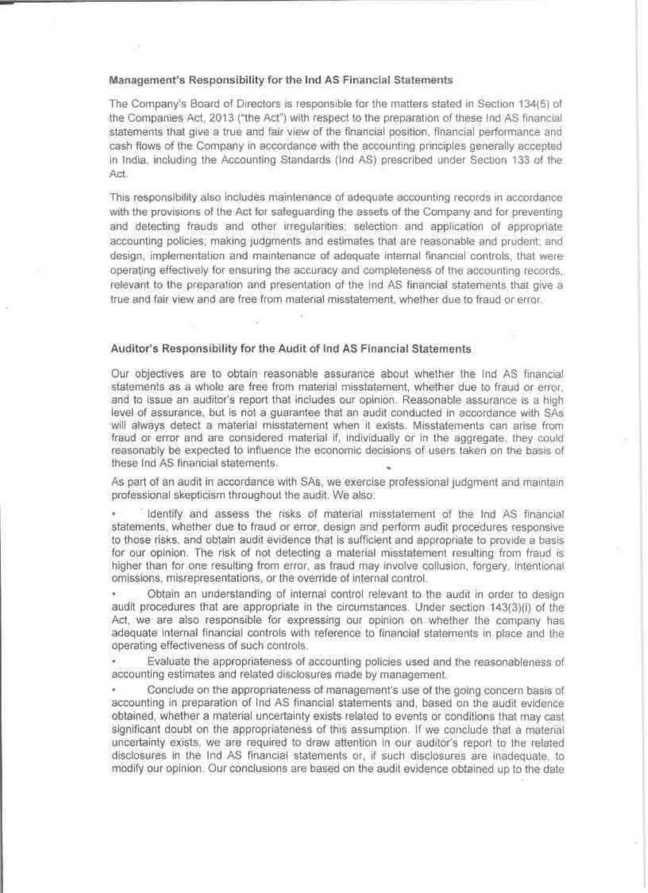### Management's Responsibility for the Ind AS Financial Statements

The Company's Board of Directors is responsible for the matters stated in Section 134(5) of the Companies Act, 2013 ("the Act") with respect to the preparation of these Ind AS financial statements that give a true and fair view of the financial position, financial performance and cash flows of the Company in accordance with the accounting principles generally accepted in India, including the Accounting Standards (Ind AS) prescribed under Section 133 of the Act.

This responsibility also includes maintenance of adequate accounting records in accordance with the provisions of the Act for safeguarding the assets of the Company and for preventing and detecting frauds and other irregularities; selection and application of appropriate accounting policies; making judgments and estimates that are reasonable and prudent; and design, implementation and maintenance of adequate internal financial controls, that were operating effectively for ensuring the accuracy and completeness of the accounting records, relevant to the preparation and presentation of the Ind AS financial statements that give a true and fair view and are free from material misstatement, whether due to fraud or error.

### Auditor's Responsibility for the Audit of Ind AS Financial Statements

Our objectives are to obtain reasonable assurance about whether the Ind AS financial statements as a whole are free from material misstatement, whether due to fraud or error, and to issue an auditor's report that includes our opinion. Reasonable assurance is a high level of assurance, but is not a guarantee that an audit conducted in accordance with SAs will always detect a material misstatement when it exists. Misstatements can arise from fraud or error and are considered material if, individually or in the aggregate, they could reasonably be expected to influence the economic decisions of users taken on the basis of these Ind AS financial statements.

As part of an audit in accordance with SAs, we exercise professional judgment and maintain professional skepticism throughout the audit. We also:

- Identify and assess the risks of material misstatement of the Ind AS financial statements, whether due to fraud or error, design and perform audit procedures responsive to those risks, and obtain audit evidence that is sufficient and appropriate to provide a basis for our opinion. The risk of not detecting a material misstatement resulting from fraud is higher than for one resulting from error, as fraud may involve collusion, forgery, intentional omissions, misrepresentations, or the override of internal control.
- Obtain an understanding of internal control relevant to the audit in order to design audit procedures that are appropriate in the circumstances. Under section 143(3)(i) of the Act, we are also responsible for expressing our opinion on whether the company has adequate internal financial controls with reference to financial statements in place and the operating effectiveness of such controls.
- Evaluate the appropriateness of accounting policies used and the reasonableness of accounting estimates and related disclosures made by management.
- Conclude on the appropriateness of management's use of the going concern basis of accounting in preparation of Ind AS financial statements and, based on the audit evidence obtained, whether a material uncertainty exists related to events or conditions that may cast significant doubt on the appropriateness of this assumption. If we conclude that a material uncertainty exists, we are required to draw attention in our auditor's report to the related disclosures in the Ind AS financial statements or, if such disclosures are inadequate, to modify our opinion. Our conclusions are based on the audit evidence obtained up to the date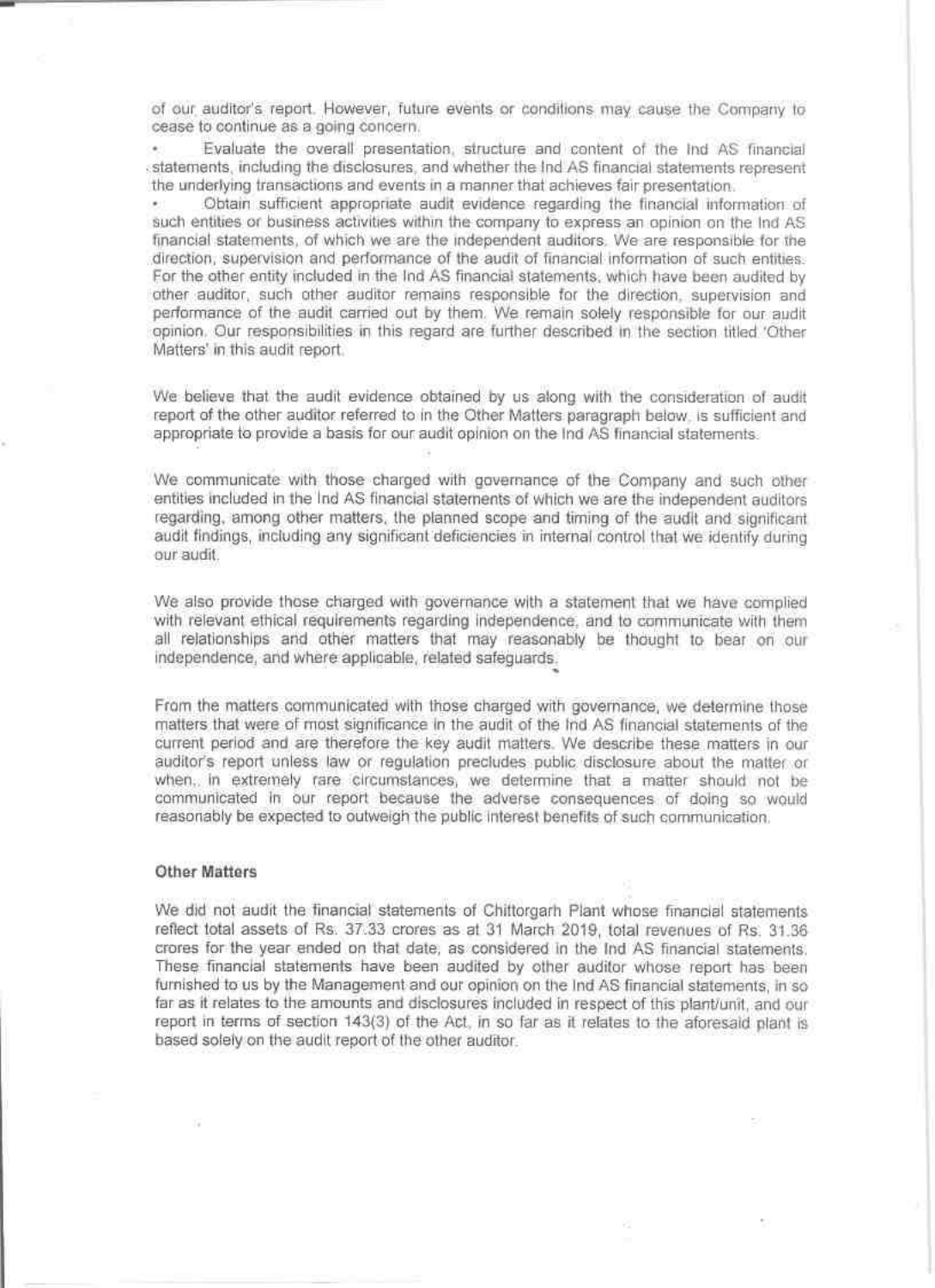of our auditor's report. However, future events or conditions may cause the Company to cease to continue as a going concern.

- Evaluate the overall presentation, structure and content of the Ind AS financial statements, including the disclosures, and whether the Ind AS financial statements represent the underlying transactions and events in a manner that achieves fair presentation.
- Obtain sufficient appropriate audit evidence regarding the financial information of such entities or business activities within the company to express an opinion on the Ind AS financial statements, of which we are the independent auditors. We are responsible for the direction, supervision and performance of the audit of financial information of such entities. For the other entity included in the Ind AS financial statements, which have been audited by other auditor, such other auditor remains responsible for the direction, supervision and performance of the audit carried out by them. We remain solely responsible for our audit opinion. Our responsibilities in this regard are further described in the section titled 'Other Matters' in this audit report.

We believe that the audit evidence obtained by us along with the consideration of audit report of the other auditor referred to in the Other Matters paragraph below, is sufficient and appropriate to provide a basis for our audit opinion on the Ind AS financial statements.

We communicate with those charged with governance of the Company and such other entities included in the Ind AS financial statements of which we are the independent auditors regarding, among other matters, the planned scope and timing of the audit and significant audit findings, including any significant deficiencies in internal control that we identify during our audit.

We also provide those charged with governance with a statement that we have complied with relevant ethical requirements regarding independence, and to communicate with them all relationships and other matters that may reasonably be thought to bear on our independence, and where applicable, related safeguards.

From the matters communicated with those charged with governance, we determine those matters that were of most significance in the audit of the Ind AS financial statements of the current period and are therefore the key audit matters. We describe these matters in our auditor's report unless law or regulation precludes public disclosure about the matter or when,. in extremely rare circumstances, we determine that a matter should not be communicated in our report because the adverse consequences of doing so would reasonably be expected to outweigh the public interest benefits of such communication.

**Other Matters**

We did not audit the financial statements of Chittorgarh Plant whose financial statements reflect total assets of Rs. 37.33 crores as at 31 March 2019, total revenues of Rs. 31.36 crores for the year ended on that date, as considered in the Ind AS financial statements. These financial statements have been audited by other auditor whose report has been furnished to us by the Management and our opinion on the Ind AS financial statements, in so far as it relates to the amounts and disclosures included in respect of this plant/unit, and our report in terms of section 143(3) of the Act, in so far as it relates to the aforesaid plant is based solely on the audit report of the other auditor.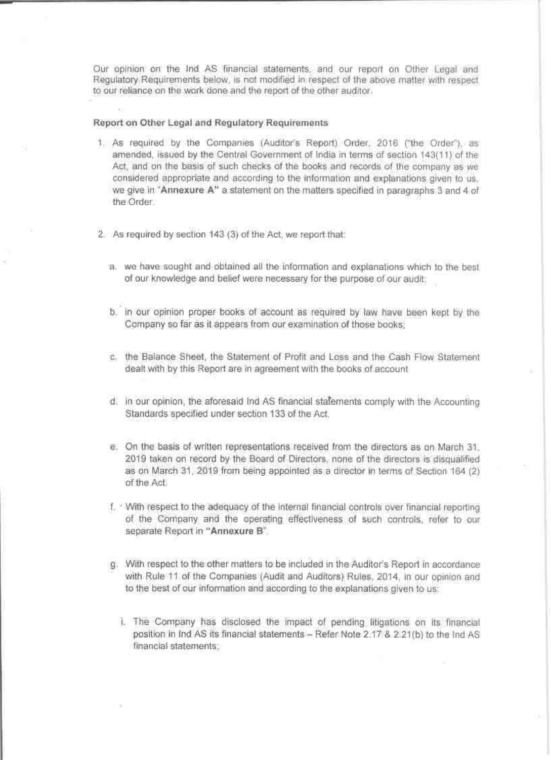Our opinion on the Ind AS financial statements, and our report on Other Legal and Regulatory Requirements below, is not modified in respect of the above matter with respect to our reliance on the work done and the report of the other auditor.

**Report on Other Legal and Regulatory Requirements**

1. As required by the Companies (Auditor's Report) Order, 2016 ("the Order"), as amended, issued by the Central Government of India in terms of section 143(11) of the Act, and on the basis of such checks of the books and records of the company as we considered appropriate and according to the information and explanations given to us, we give in "**Annexure A**" a statement on the matters specified in paragraphs 3 and 4 of the Order.

2. As required by section 143 (3) of the Act, we report that:

   a. we have sought and obtained all the information and explanations which to the best of our knowledge and belief were necessary for the purpose of our audit;

   b. in our opinion proper books of account as required by law have been kept by the Company so far as it appears from our examination of those books;

   c. the Balance Sheet, the Statement of Profit and Loss and the Cash Flow Statement dealt with by this Report are in agreement with the books of account

   d. in our opinion, the aforesaid Ind AS financial statements comply with the Accounting Standards specified under section 133 of the Act.

   e. On the basis of written representations received from the directors as on March 31, 2019 taken on record by the Board of Directors, none of the directors is disqualified as on March 31, 2019 from being appointed as a director in terms of Section 164 (2) of the Act.

   f. With respect to the adequacy of the internal financial controls over financial reporting of the Company and the operating effectiveness of such controls, refer to our separate Report in "**Annexure B**".

   g. With respect to the other matters to be included in the Auditor's Report in accordance with Rule 11 of the Companies (Audit and Auditors) Rules, 2014, in our opinion and to the best of our information and according to the explanations given to us:

      i. The Company has disclosed the impact of pending litigations on its financial position in Ind AS its financial statements – Refer Note 2.17 & 2.21(b) to the Ind AS financial statements;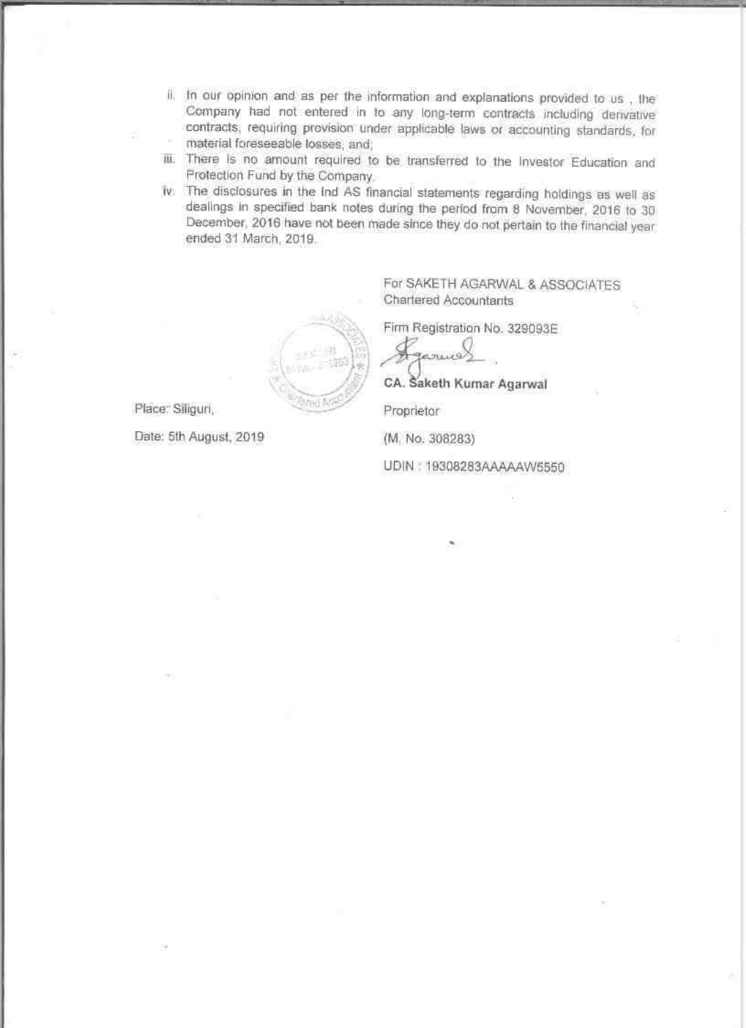ii. In our opinion and as per the information and explanations provided to us , the Company had not entered in to any long-term contracts including derivative contracts, requiring provision under applicable laws or accounting standards, for material foreseeable losses, and;

iii. There is no amount required to be transferred to the Investor Education and Protection Fund by the Company.

iv. The disclosures in the Ind AS financial statements regarding holdings as well as dealings in specified bank notes during the period from 8 November, 2016 to 30 December, 2016 have not been made since they do not pertain to the financial year ended 31 March, 2019.

For SAKETH AGARWAL & ASSOCIATES
Chartered Accountants

Firm Registration No. 329093E

CA. Saketh Kumar Agarwal

Proprietor

(M. No. 308283)

UDIN : 19308283AAAAAW5550

Place: Siliguri,

Date: 5th August, 2019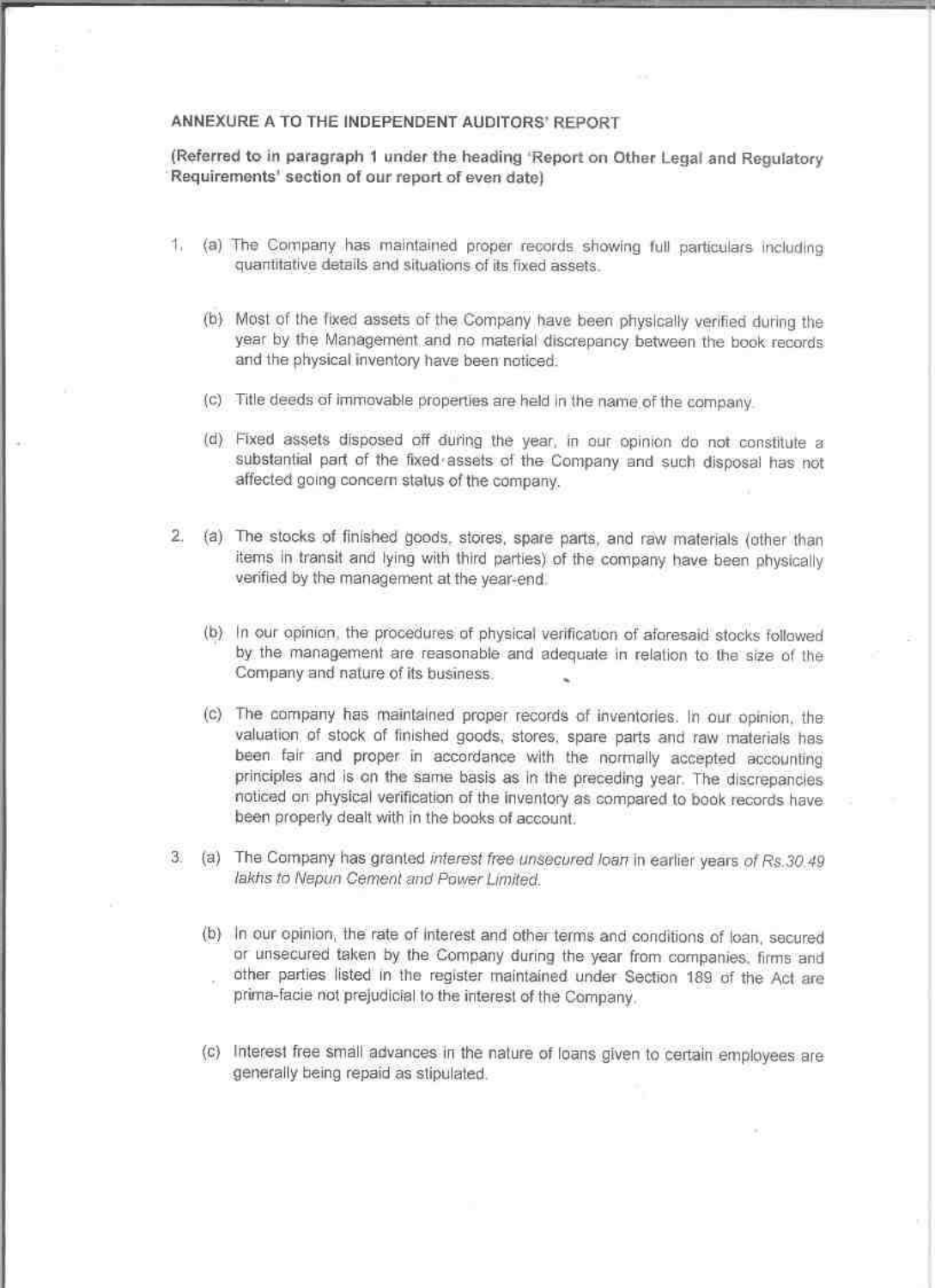## ANNEXURE A TO THE INDEPENDENT AUDITORS' REPORT

**(Referred to in paragraph 1 under the heading 'Report on Other Legal and Regulatory Requirements' section of our report of even date)**

1. (a) The Company has maintained proper records showing full particulars including quantitative details and situations of its fixed assets.

   (b) Most of the fixed assets of the Company have been physically verified during the year by the Management and no material discrepancy between the book records and the physical inventory have been noticed.

   (c) Title deeds of immovable properties are held in the name of the company.

   (d) Fixed assets disposed off during the year, in our opinion do not constitute a substantial part of the fixed assets of the Company and such disposal has not affected going concern status of the company.

2. (a) The stocks of finished goods, stores, spare parts, and raw materials (other than items in transit and lying with third parties) of the company have been physically verified by the management at the year-end.

   (b) In our opinion, the procedures of physical verification of aforesaid stocks followed by the management are reasonable and adequate in relation to the size of the Company and nature of its business.

   (c) The company has maintained proper records of inventories. In our opinion, the valuation of stock of finished goods, stores, spare parts and raw materials has been fair and proper in accordance with the normally accepted accounting principles and is on the same basis as in the preceding year. The discrepancies noticed on physical verification of the inventory as compared to book records have been properly dealt with in the books of account.

3. (a) The Company has granted *interest free unsecured loan* in earlier years *of Rs.30.49 lakhs to Nepun Cement and Power Limited.*

   (b) In our opinion, the rate of interest and other terms and conditions of loan, secured or unsecured taken by the Company during the year from companies, firms and other parties listed in the register maintained under Section 189 of the Act are prima-facie not prejudicial to the interest of the Company.

   (c) Interest free small advances in the nature of loans given to certain employees are generally being repaid as stipulated.